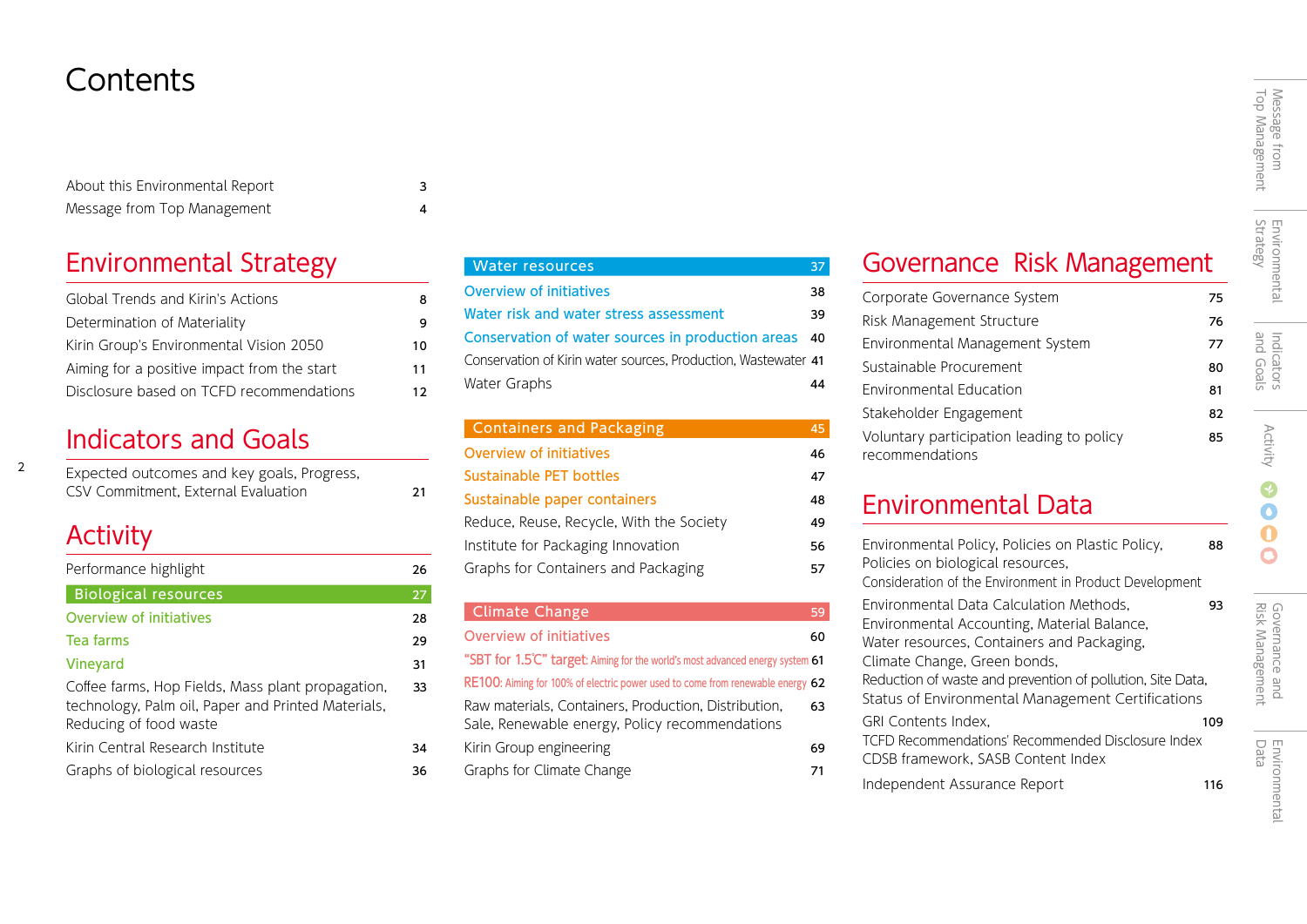# Contents

About this Environmental Report 3
Message from Top Management 4

## Environmental Strategy

- Global Trends and Kirin's Actions 8
- Determination of Materiality 9
- Kirin Group's Environmental Vision 2050 10
- Aiming for a positive impact from the start 11
- Disclosure based on TCFD recommendations 12

## Indicators and Goals

- Expected outcomes and key goals, Progress, CSV Commitment, External Evaluation 21

## Activity

- Performance highlight 26

### Biological resources 27

- Overview of initiatives 28
- Tea farms 29
- Vineyard 31
- Coffee farms, Hop Fields, Mass plant propagation, technology, Palm oil, Paper and Printed Materials, Reducing of food waste 33
- Kirin Central Research Institute 34
- Graphs of biological resources 36

### Water resources 37

- Overview of initiatives 38
- Water risk and water stress assessment 39
- Conservation of water sources in production areas 40
- Conservation of Kirin water sources, Production, Wastewater 41
- Water Graphs 44

### Containers and Packaging 45

- Overview of initiatives 46
- Sustainable PET bottles 47
- Sustainable paper containers 48
- Reduce, Reuse, Recycle, With the Society 49
- Institute for Packaging Innovation 56
- Graphs for Containers and Packaging 57

### Climate Change 59

- Overview of initiatives 60
- "SBT for 1.5℃" target: Aiming for the world's most advanced energy system 61
- RE100: Aiming for 100% of electric power used to come from renewable energy 62
- Raw materials, Containers, Production, Distribution, Sale, Renewable energy, Policy recommendations 63
- Kirin Group engineering 69
- Graphs for Climate Change 71

## Governance Risk Management

- Corporate Governance System 75
- Risk Management Structure 76
- Environmental Management System 77
- Sustainable Procurement 80
- Environmental Education 81
- Stakeholder Engagement 82
- Voluntary participation leading to policy recommendations 85

## Environmental Data

- Environmental Policy, Policies on Plastic Policy, Policies on biological resources, Consideration of the Environment in Product Development 88
- Environmental Data Calculation Methods, Environmental Accounting, Material Balance, Water resources, Containers and Packaging, Climate Change, Green bonds, Reduction of waste and prevention of pollution, Site Data, Status of Environmental Management Certifications 93
- GRI Contents Index, TCFD Recommendations' Recommended Disclosure Index CDSB framework, SASB Content Index 109
- Independent Assurance Report 116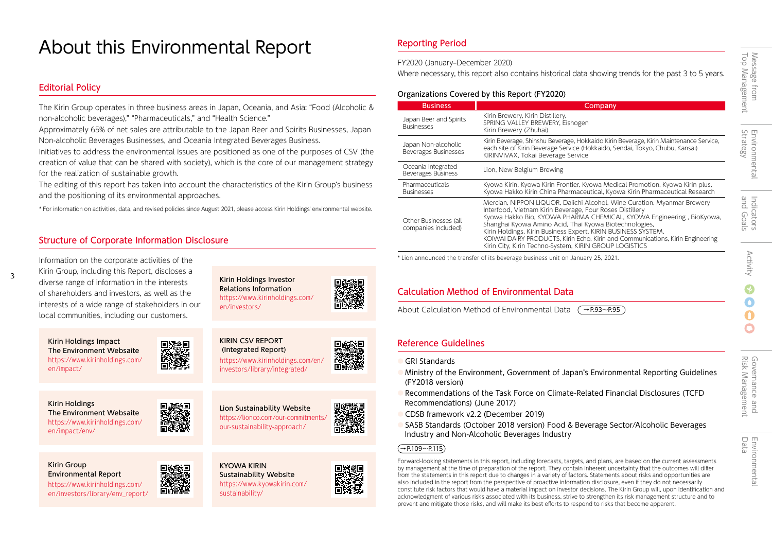# About this Environmental Report

## Editorial Policy

The Kirin Group operates in three business areas in Japan, Oceania, and Asia: "Food (Alcoholic & non-alcoholic beverages)," "Pharmaceuticals," and "Health Science."
Approximately 65% of net sales are attributable to the Japan Beer and Spirits Businesses, Japan Non-alcoholic Beverages Businesses, and Oceania Integrated Beverages Business.
Initiatives to address the environmental issues are positioned as one of the purposes of CSV (the creation of value that can be shared with society), which is the core of our management strategy for the realization of sustainable growth.
The editing of this report has taken into account the characteristics of the Kirin Group's business and the positioning of its environmental approaches.

* For information on activities, data, and revised policies since August 2021, please access Kirin Holdings' environmental website.

## Structure of Corporate Information Disclosure

Information on the corporate activities of the Kirin Group, including this Report, discloses a diverse range of information in the interests of shareholders and investors, as well as the interests of a wide range of stakeholders in our local communities, including our customers.

**Kirin Holdings Investor Relations Information**
https://www.kirinholdings.com/en/investors/

**Kirin Holdings Impact The Environment Webstie**
https://www.kirinholdings.com/en/impact/

**KIRIN CSV REPORT (Integrated Report)**
https://www.kirinholdings.com/en/investors/library/integrated/

**Kirin Holdings The Environment Webstie**
https://www.kirinholdings.com/en/impact/env/

**Lion Sustainability Website**
https://lionco.com/our-commitments/our-sustainability-approach/

**Kirin Group Environmental Report**
https://www.kirinholdings.com/en/investors/library/env_report/

**KYOWA KIRIN Sustainability Website**
https://www.kyowakirin.com/sustainability/

## Reporting Period

FY2020 (January–December 2020)
Where necessary, this report also contains historical data showing trends for the past 3 to 5 years.

### Organizations Covered by this Report (FY2020)

| Business | Company |
|---|---|
| Japan Beer and Spirits Businesses | Kirin Brewery, Kirin Distillery, SPRING VALLEY BREWERY, Eishogen Kirin Brewery (Zhuhai) |
| Japan Non-alcoholic Beverages Businesses | Kirin Beverage, Shinshu Beverage, Hokkaido Kirin Beverage, Kirin Maintenance Service, each site of Kirin Beverage Service (Hokkaido, Sendai, Tokyo, Chubu, Kansai) KIRINVIVAX, Tokai Beverage Service |
| Oceania Integrated Beverages Business | Lion, New Belgium Brewing |
| Pharmaceuticals Businesses | Kyowa Kirin, Kyowa Kirin Frontier, Kyowa Medical Promotion, Kyowa Kirin plus, Kyowa Hakko Kirin China Pharmaceutical, Kyowa Kirin Pharmaceutical Research |
| Other Businesses (all companies included) | Mercian, NIPPON LIQUOR, Daiichi Alcohol, Wine Curation, Myanmar Brewery Interfood, Vietnam Kirin Beverage, Four Roses Distillery Kyowa Hakko Bio, KYOWA PHARMA CHEMICAL, KYOWA Engineering , BioKyowa, Shanghai Kyowa Amino Acid, Thai Kyowa Biotechnologies, Kirin Holdings, Kirin Business Expert, KIRIN BUSINESS SYSTEM, KOIWAI DAIRY PRODUCTS, Kirin Echo, Kirin and Communications, Kirin Engineering Kirin City, Kirin Techno-System, KIRIN GROUP LOGISTICS |

* Lion announced the transfer of its beverage business unit on January 25, 2021.

## Calculation Method of Environmental Data

About Calculation Method of Environmental Data (→P.93～P.95)

## Reference Guidelines

- GRI Standards
- Ministry of the Environment, Government of Japan's Environmental Reporting Guidelines (FY2018 version)
- Recommendations of the Task Force on Climate-Related Financial Disclosures (TCFD Recommendations) (June 2017)
- CDSB framework v2.2 (December 2019)
- SASB Standards (October 2018 version) Food & Beverage Sector/Alcoholic Beverages Industry and Non-Alcoholic Beverages Industry

(→P.109～P.115)

Forward-looking statements in this report, including forecasts, targets, and plans, are based on the current assessments by management at the time of preparation of the report. They contain inherent uncertainty that the outcomes will differ from the statements in this report due to changes in a variety of factors. Statements about risks and opportunities are also included in the report from the perspective of proactive information disclosure, even if they do not necessarily constitute risk factors that would have a material impact on investor decisions. The Kirin Group will, upon identification and acknowledgment of various risks associated with its business, strive to strengthen its risk management structure and to prevent and mitigate those risks, and will make its best efforts to respond to risks that become apparent.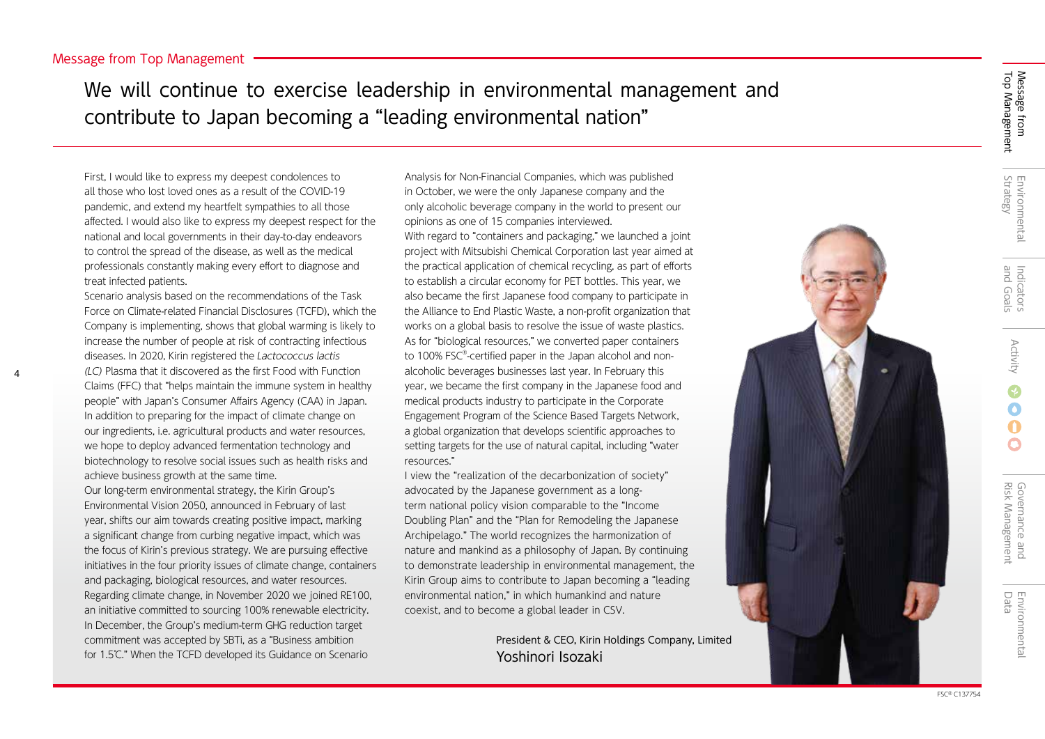Message from Top Management

# We will continue to exercise leadership in environmental management and contribute to Japan becoming a "leading environmental nation"

First, I would like to express my deepest condolences to all those who lost loved ones as a result of the COVID-19 pandemic, and extend my heartfelt sympathies to all those affected. I would also like to express my deepest respect for the national and local governments in their day-to-day endeavors to control the spread of the disease, as well as the medical professionals constantly making every effort to diagnose and treat infected patients.

Scenario analysis based on the recommendations of the Task Force on Climate-related Financial Disclosures (TCFD), which the Company is implementing, shows that global warming is likely to increase the number of people at risk of contracting infectious diseases. In 2020, Kirin registered the *Lactococcus lactis (LC)* Plasma that it discovered as the first Food with Function Claims (FFC) that "helps maintain the immune system in healthy people" with Japan's Consumer Affairs Agency (CAA) in Japan. In addition to preparing for the impact of climate change on our ingredients, i.e. agricultural products and water resources, we hope to deploy advanced fermentation technology and biotechnology to resolve social issues such as health risks and achieve business growth at the same time.

Our long-term environmental strategy, the Kirin Group's Environmental Vision 2050, announced in February of last year, shifts our aim towards creating positive impact, marking a significant change from curbing negative impact, which was the focus of Kirin's previous strategy. We are pursuing effective initiatives in the four priority issues of climate change, containers and packaging, biological resources, and water resources.

Regarding climate change, in November 2020 we joined RE100, an initiative committed to sourcing 100% renewable electricity. In December, the Group's medium-term GHG reduction target commitment was accepted by SBTi, as a "Business ambition for 1.5℃." When the TCFD developed its Guidance on Scenario Analysis for Non-Financial Companies, which was published in October, we were the only Japanese company and the only alcoholic beverage company in the world to present our opinions as one of 15 companies interviewed.

With regard to "containers and packaging," we launched a joint project with Mitsubishi Chemical Corporation last year aimed at the practical application of chemical recycling, as part of efforts to establish a circular economy for PET bottles. This year, we also became the first Japanese food company to participate in the Alliance to End Plastic Waste, a non-profit organization that works on a global basis to resolve the issue of waste plastics.

As for "biological resources," we converted paper containers to 100% FSC®-certified paper in the Japan alcohol and non-alcoholic beverages businesses last year. In February this year, we became the first company in the Japanese food and medical products industry to participate in the Corporate Engagement Program of the Science Based Targets Network, a global organization that develops scientific approaches to setting targets for the use of natural capital, including "water resources."

I view the "realization of the decarbonization of society" advocated by the Japanese government as a long-term national policy vision comparable to the "Income Doubling Plan" and the "Plan for Remodeling the Japanese Archipelago." The world recognizes the harmonization of nature and mankind as a philosophy of Japan. By continuing to demonstrate leadership in environmental management, the Kirin Group aims to contribute to Japan becoming a "leading environmental nation," in which humankind and nature coexist, and to become a global leader in CSV.

President & CEO, Kirin Holdings Company, Limited
Yoshinori Isozaki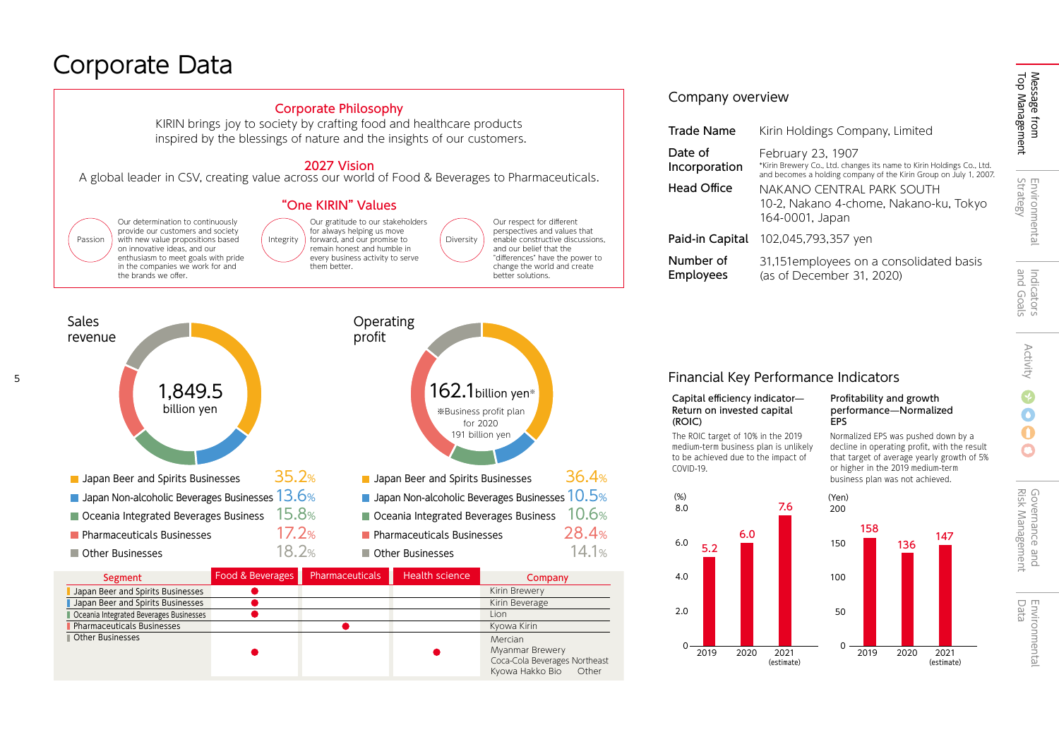# Corporate Data

## Corporate Philosophy

KIRIN brings joy to society by crafting food and healthcare products inspired by the blessings of nature and the insights of our customers.

## 2027 Vision

A global leader in CSV, creating value across our world of Food & Beverages to Pharmaceuticals.

## "One KIRIN" Values

**Passion** — Our determination to continuously provide our customers and society with new value propositions based on innovative ideas, and our enthusiasm to meet goals with pride in the companies we work for and the brands we offer.

**Integrity** — Our gratitude to our stakeholders for always helping us move forward, and our promise to remain honest and humble in every business activity to serve them better.

**Diversity** — Our respect for different perspectives and values that enable constructive discussions, and our belief that the "differences" have the power to change the world and create better solutions.

## Sales revenue

1,849.5 billion yen

| Segment | Share |
|---|---|
| Japan Beer and Spirits Businesses | 35.2% |
| Japan Non-alcoholic Beverages Businesses | 13.6% |
| Oceania Integrated Beverages Business | 15.8% |
| Pharmaceuticals Businesses | 17.2% |
| Other Businesses | 18.2% |

## Operating profit

162.1 billion yen※

※Business profit plan for 2020 191 billion yen

| Segment | Share |
|---|---|
| Japan Beer and Spirits Businesses | 36.4% |
| Japan Non-alcoholic Beverages Businesses | 10.5% |
| Oceania Integrated Beverages Business | 10.6% |
| Pharmaceuticals Businesses | 28.4% |
| Other Businesses | 14.1% |

| Segment | Food & Beverages | Pharmaceuticals | Health science | Company |
|---|---|---|---|---|
| Japan Beer and Spirits Businesses | ● | | | Kirin Brewery |
| Japan Beer and Spirits Businesses | ● | | | Kirin Beverage |
| Oceania Integrated Beverages Businesses | ● | | | Lion |
| Pharmaceuticals Businesses | | ● | | Kyowa Kirin |
| Other Businesses | ● | | ● | Mercian<br>Myanmar Brewery<br>Coca-Cola Beverages Northeast<br>Kyowa Hakko Bio Other |

## Company overview

| | |
|---|---|
| Trade Name | Kirin Holdings Company, Limited |
| Date of Incorporation | February 23, 1907<br>*Kirin Brewery Co., Ltd. changes its name to Kirin Holdings Co., Ltd. and becomes a holding company of the Kirin Group on July 1, 2007. |
| Head Office | NAKANO CENTRAL PARK SOUTH<br>10-2, Nakano 4-chome, Nakano-ku, Tokyo 164-0001, Japan |
| Paid-in Capital | 102,045,793,357 yen |
| Number of Employees | 31,151employees on a consolidated basis (as of December 31, 2020) |

## Financial Key Performance Indicators

### Capital efficiency indicator—Return on invested capital (ROIC)

The ROIC target of 10% in the 2019 medium-term business plan is unlikely to be achieved due to the impact of COVID-19.

| Year | ROIC (%) |
|---|---|
| 2019 | 5.2 |
| 2020 | 6.0 |
| 2021 (estimate) | 7.6 |

### Profitability and growth performance—Normalized EPS

Normalized EPS was pushed down by a decline in operating profit, with the result that target of average yearly growth of 5% or higher in the 2019 medium-term business plan was not achieved.

| Year | Normalized EPS (Yen) |
|---|---|
| 2019 | 158 |
| 2020 | 136 |
| 2021 (estimate) | 147 |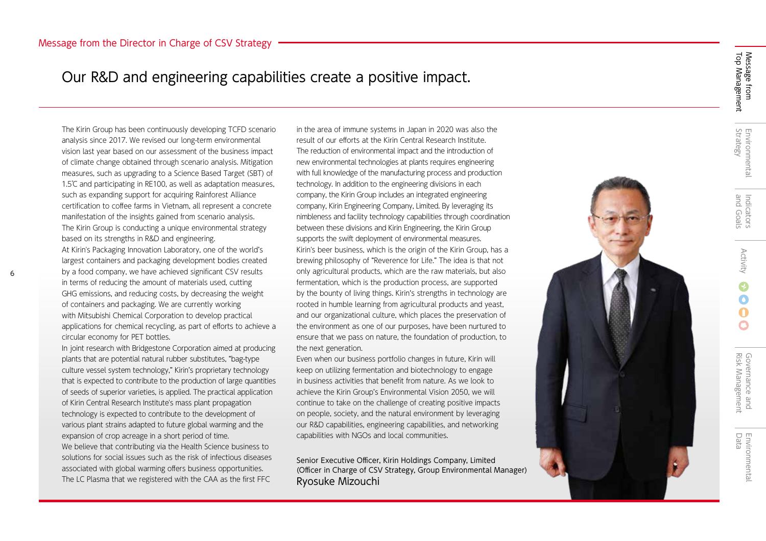## Message from the Director in Charge of CSV Strategy

# Our R&D and engineering capabilities create a positive impact.

The Kirin Group has been continuously developing TCFD scenario analysis since 2017. We revised our long-term environmental vision last year based on our assessment of the business impact of climate change obtained through scenario analysis. Mitigation measures, such as upgrading to a Science Based Target (SBT) of 1.5℃ and participating in RE100, as well as adaptation measures, such as expanding support for acquiring Rainforest Alliance certification to coffee farms in Vietnam, all represent a concrete manifestation of the insights gained from scenario analysis.

The Kirin Group is conducting a unique environmental strategy based on its strengths in R&D and engineering.

At Kirin's Packaging Innovation Laboratory, one of the world's largest containers and packaging development bodies created by a food company, we have achieved significant CSV results in terms of reducing the amount of materials used, cutting GHG emissions, and reducing costs, by decreasing the weight of containers and packaging. We are currently working with Mitsubishi Chemical Corporation to develop practical applications for chemical recycling, as part of efforts to achieve a circular economy for PET bottles.

In joint research with Bridgestone Corporation aimed at producing plants that are potential natural rubber substitutes, "bag-type culture vessel system technology," Kirin's proprietary technology that is expected to contribute to the production of large quantities of seeds of superior varieties, is applied. The practical application of Kirin Central Research Institute's mass plant propagation technology is expected to contribute to the development of various plant strains adapted to future global warming and the expansion of crop acreage in a short period of time.

We believe that contributing via the Health Science business to solutions for social issues such as the risk of infectious diseases associated with global warming offers business opportunities. The LC Plasma that we registered with the CAA as the first FFC in the area of immune systems in Japan in 2020 was also the result of our efforts at the Kirin Central Research Institute.

The reduction of environmental impact and the introduction of new environmental technologies at plants requires engineering with full knowledge of the manufacturing process and production technology. In addition to the engineering divisions in each company, the Kirin Group includes an integrated engineering company, Kirin Engineering Company, Limited. By leveraging its nimbleness and facility technology capabilities through coordination between these divisions and Kirin Engineering, the Kirin Group supports the swift deployment of environmental measures.

Kirin's beer business, which is the origin of the Kirin Group, has a brewing philosophy of "Reverence for Life." The idea is that not only agricultural products, which are the raw materials, but also fermentation, which is the production process, are supported by the bounty of living things. Kirin's strengths in technology are rooted in humble learning from agricultural products and yeast, and our organizational culture, which places the preservation of the environment as one of our purposes, have been nurtured to ensure that we pass on nature, the foundation of production, to the next generation.

Even when our business portfolio changes in future, Kirin will keep on utilizing fermentation and biotechnology to engage in business activities that benefit from nature. As we look to achieve the Kirin Group's Environmental Vision 2050, we will continue to take on the challenge of creating positive impacts on people, society, and the natural environment by leveraging our R&D capabilities, engineering capabilities, and networking capabilities with NGOs and local communities.

Senior Executive Officer, Kirin Holdings Company, Limited
(Officer in Charge of CSV Strategy, Group Environmental Manager)
Ryosuke Mizouchi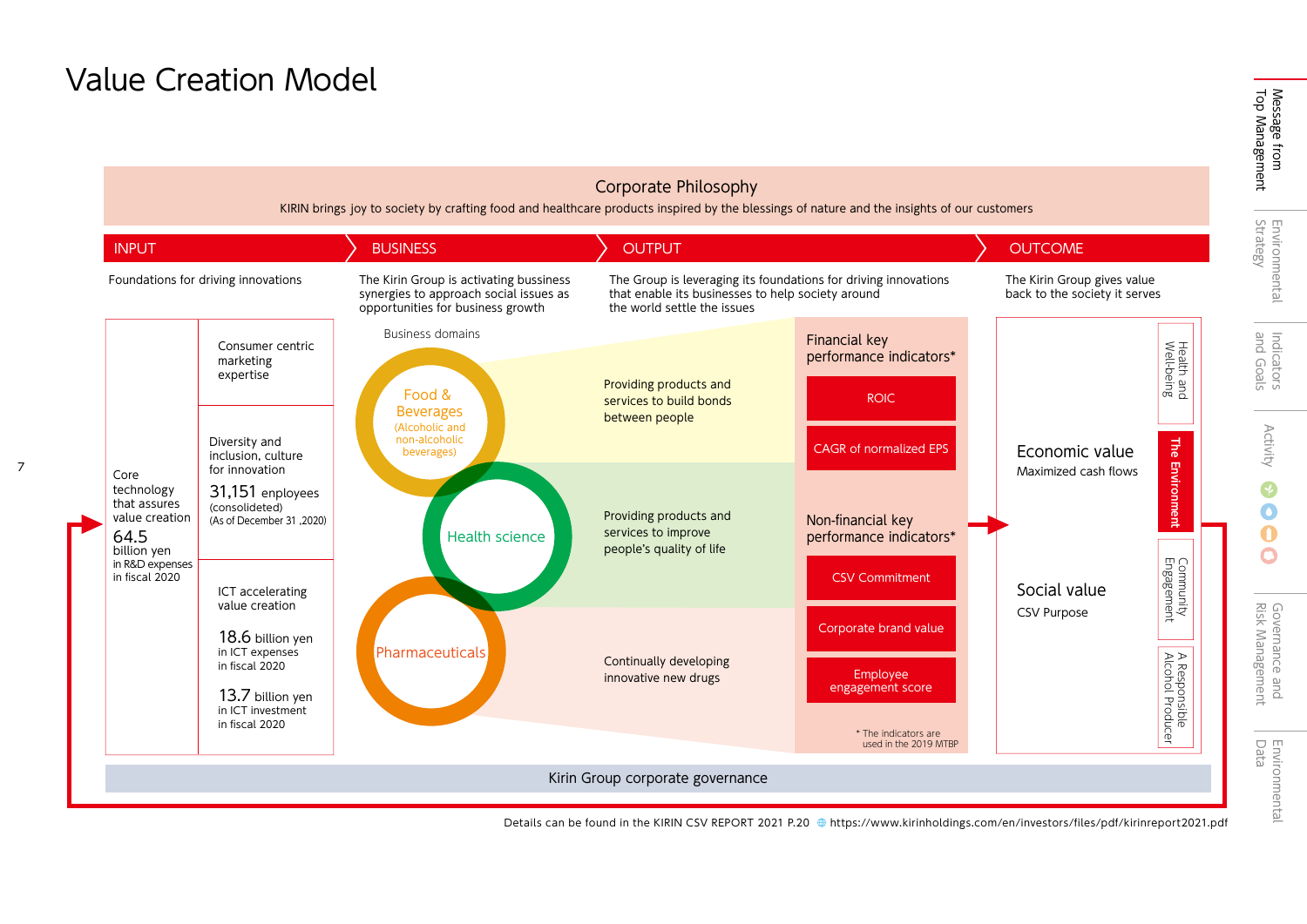# Value Creation Model

## Corporate Philosophy

KIRIN brings joy to society by crafting food and healthcare products inspired by the blessings of nature and the insights of our customers

## INPUT

Foundations for driving innovations

Core technology that assures value creation

64.5 billion yen in R&D expenses in fiscal 2020

Consumer centric marketing expertise

Diversity and inclusion, culture for innovation

31,151 employees (consolideted) (As of December 31 ,2020)

ICT accelerating value creation

18.6 billion yen in ICT expenses in fiscal 2020

13.7 billion yen in ICT investment in fiscal 2020

## BUSINESS

The Kirin Group is activating bussiness synergies to approach social issues as opportunities for business growth

Business domains

- Food & Beverages (Alcoholic and non-alcoholic beverages)
- Health science
- Pharmaceuticals

## OUTPUT

The Group is leveraging its foundations for driving innovations that enable its businesses to help society around the world settle the issues

- Providing products and services to build bonds between people
- Providing products and services to improve people's quality of life
- Continually developing innovative new drugs

Financial key performance indicators*

- ROIC
- CAGR of normalized EPS

Non-financial key performance indicators*

- CSV Commitment
- Corporate brand value
- Employee engagement score

* The indicators are used in the 2019 MTBP

## OUTCOME

The Kirin Group gives value back to the society it serves

Economic value
Maximized cash flows

Social value
CSV Purpose

- Health and Well-being
- The Environment
- Community Engagement
- A Responsible Alcohol Producer

Kirin Group corporate governance

Details can be found in the KIRIN CSV REPORT 2021 P.20 https://www.kirinholdings.com/en/investors/files/pdf/kirinreport2021.pdf